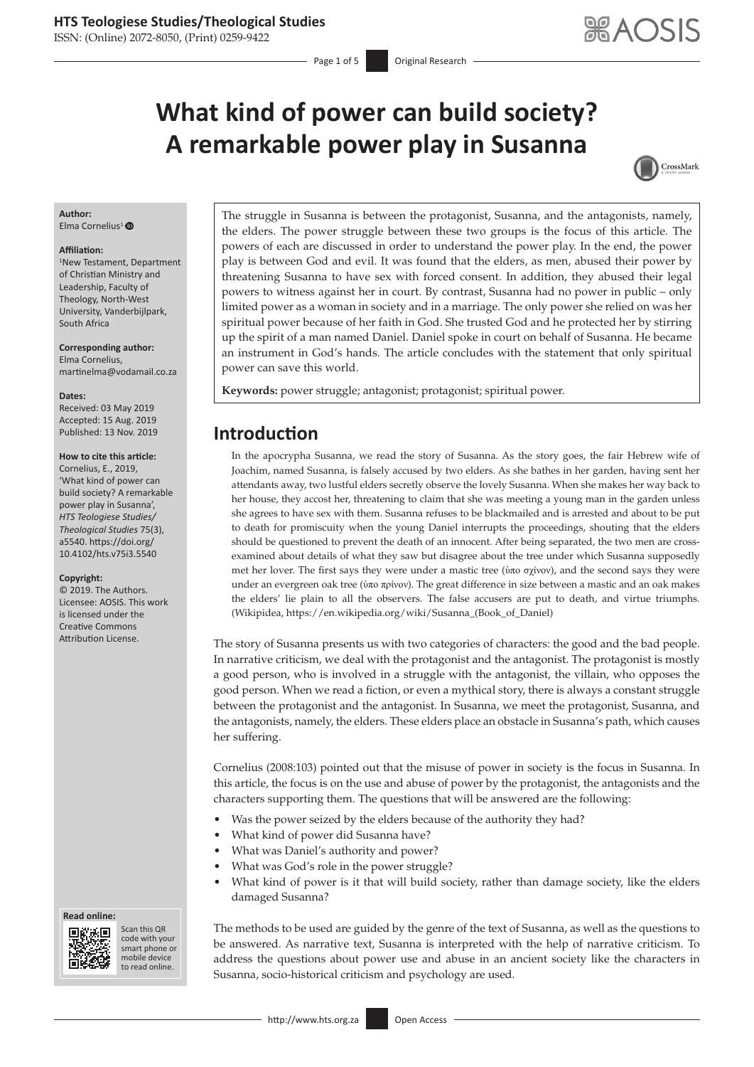# What kind of power can build society? A remarkable power play in Susanna

**Author:**
Elma Cornelius[1]

**Affiliation:**
[1]New Testament, Department of Christian Ministry and Leadership, Faculty of Theology, North-West University, Vanderbijlpark, South Africa

**Corresponding author:**
Elma Cornelius,
martinelma@vodamail.co.za

**Dates:**
Received: 03 May 2019
Accepted: 15 Aug. 2019
Published: 13 Nov. 2019

**How to cite this article:**
Cornelius, E., 2019, 'What kind of power can build society? A remarkable power play in Susanna', *HTS Teologiese Studies/Theological Studies* 75(3), a5540. https://doi.org/10.4102/hts.v75i3.5540

**Copyright:**
© 2019. The Authors. Licensee: AOSIS. This work is licensed under the Creative Commons Attribution License.

The struggle in Susanna is between the protagonist, Susanna, and the antagonists, namely, the elders. The power struggle between these two groups is the focus of this article. The powers of each are discussed in order to understand the power play. In the end, the power play is between God and evil. It was found that the elders, as men, abused their power by threatening Susanna to have sex with forced consent. In addition, they abused their legal powers to witness against her in court. By contrast, Susanna had no power in public – only limited power as a woman in society and in a marriage. The only power she relied on was her spiritual power because of her faith in God. She trusted God and he protected her by stirring up the spirit of a man named Daniel. Daniel spoke in court on behalf of Susanna. He became an instrument in God's hands. The article concludes with the statement that only spiritual power can save this world.

**Keywords:** power struggle; antagonist; protagonist; spiritual power.

## Introduction

> In the apocrypha Susanna, we read the story of Susanna. As the story goes, the fair Hebrew wife of Joachim, named Susanna, is falsely accused by two elders. As she bathes in her garden, having sent her attendants away, two lustful elders secretly observe the lovely Susanna. When she makes her way back to her house, they accost her, threatening to claim that she was meeting a young man in the garden unless she agrees to have sex with them. Susanna refuses to be blackmailed and is arrested and about to be put to death for promiscuity when the young Daniel interrupts the proceedings, shouting that the elders should be questioned to prevent the death of an innocent. After being separated, the two men are cross-examined about details of what they saw but disagree about the tree under which Susanna supposedly met her lover. The first says they were under a mastic tree (ὑπο σχίνον), and the second says they were under an evergreen oak tree (ὑπο πρίνον). The great difference in size between a mastic and an oak makes the elders' lie plain to all the observers. The false accusers are put to death, and virtue triumphs. (Wikipidea, https://en.wikipedia.org/wiki/Susanna_(Book_of_Daniel)

The story of Susanna presents us with two categories of characters: the good and the bad people. In narrative criticism, we deal with the protagonist and the antagonist. The protagonist is mostly a good person, who is involved in a struggle with the antagonist, the villain, who opposes the good person. When we read a fiction, or even a mythical story, there is always a constant struggle between the protagonist and the antagonist. In Susanna, we meet the protagonist, Susanna, and the antagonists, namely, the elders. These elders place an obstacle in Susanna's path, which causes her suffering.

Cornelius (2008:103) pointed out that the misuse of power in society is the focus in Susanna. In this article, the focus is on the use and abuse of power by the protagonist, the antagonists and the characters supporting them. The questions that will be answered are the following:

- Was the power seized by the elders because of the authority they had?
- What kind of power did Susanna have?
- What was Daniel's authority and power?
- What was God's role in the power struggle?
- What kind of power is it that will build society, rather than damage society, like the elders damaged Susanna?

The methods to be used are guided by the genre of the text of Susanna, as well as the questions to be answered. As narrative text, Susanna is interpreted with the help of narrative criticism. To address the questions about power use and abuse in an ancient society like the characters in Susanna, socio-historical criticism and psychology are used.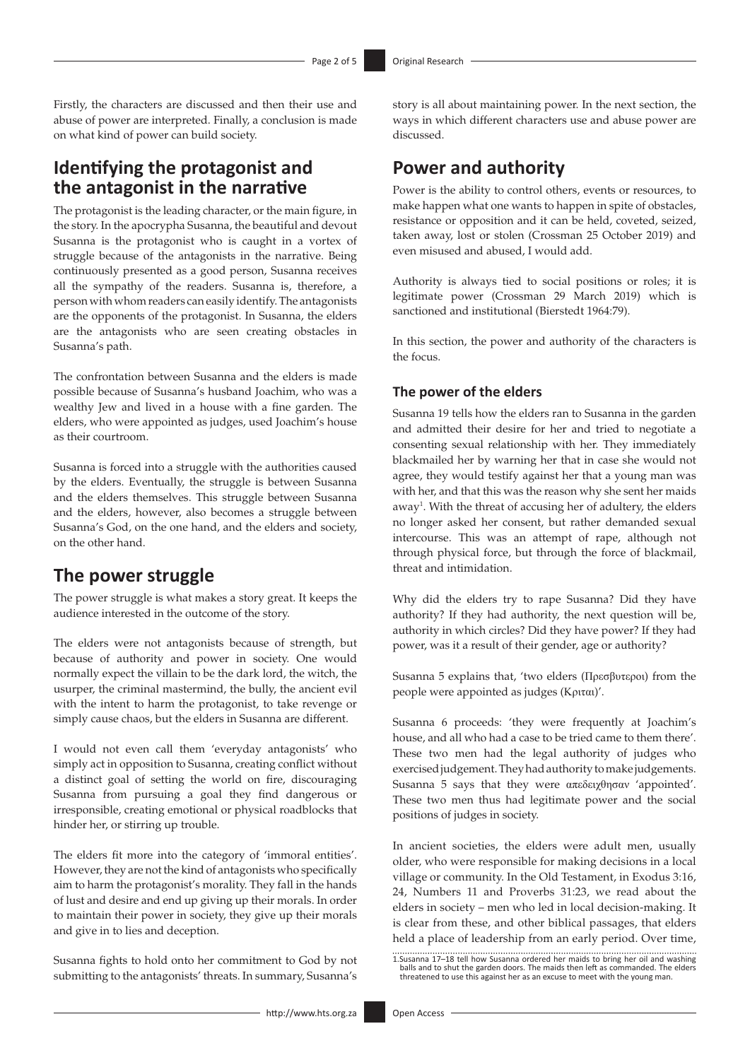Firstly, the characters are discussed and then their use and abuse of power are interpreted. Finally, a conclusion is made on what kind of power can build society.

## Identifying the protagonist and the antagonist in the narrative

The protagonist is the leading character, or the main figure, in the story. In the apocrypha Susanna, the beautiful and devout Susanna is the protagonist who is caught in a vortex of struggle because of the antagonists in the narrative. Being continuously presented as a good person, Susanna receives all the sympathy of the readers. Susanna is, therefore, a person with whom readers can easily identify. The antagonists are the opponents of the protagonist. In Susanna, the elders are the antagonists who are seen creating obstacles in Susanna's path.

The confrontation between Susanna and the elders is made possible because of Susanna's husband Joachim, who was a wealthy Jew and lived in a house with a fine garden. The elders, who were appointed as judges, used Joachim's house as their courtroom.

Susanna is forced into a struggle with the authorities caused by the elders. Eventually, the struggle is between Susanna and the elders themselves. This struggle between Susanna and the elders, however, also becomes a struggle between Susanna's God, on the one hand, and the elders and society, on the other hand.

## The power struggle

The power struggle is what makes a story great. It keeps the audience interested in the outcome of the story.

The elders were not antagonists because of strength, but because of authority and power in society. One would normally expect the villain to be the dark lord, the witch, the usurper, the criminal mastermind, the bully, the ancient evil with the intent to harm the protagonist, to take revenge or simply cause chaos, but the elders in Susanna are different.

I would not even call them 'everyday antagonists' who simply act in opposition to Susanna, creating conflict without a distinct goal of setting the world on fire, discouraging Susanna from pursuing a goal they find dangerous or irresponsible, creating emotional or physical roadblocks that hinder her, or stirring up trouble.

The elders fit more into the category of 'immoral entities'. However, they are not the kind of antagonists who specifically aim to harm the protagonist's morality. They fall in the hands of lust and desire and end up giving up their morals. In order to maintain their power in society, they give up their morals and give in to lies and deception.

Susanna fights to hold onto her commitment to God by not submitting to the antagonists' threats. In summary, Susanna's story is all about maintaining power. In the next section, the ways in which different characters use and abuse power are discussed.

## Power and authority

Power is the ability to control others, events or resources, to make happen what one wants to happen in spite of obstacles, resistance or opposition and it can be held, coveted, seized, taken away, lost or stolen (Crossman 25 October 2019) and even misused and abused, I would add.

Authority is always tied to social positions or roles; it is legitimate power (Crossman 29 March 2019) which is sanctioned and institutional (Bierstedt 1964:79).

In this section, the power and authority of the characters is the focus.

### The power of the elders

Susanna 19 tells how the elders ran to Susanna in the garden and admitted their desire for her and tried to negotiate a consenting sexual relationship with her. They immediately blackmailed her by warning her that in case she would not agree, they would testify against her that a young man was with her, and that this was the reason why she sent her maids away[1]. With the threat of accusing her of adultery, the elders no longer asked her consent, but rather demanded sexual intercourse. This was an attempt of rape, although not through physical force, but through the force of blackmail, threat and intimidation.

Why did the elders try to rape Susanna? Did they have authority? If they had authority, the next question will be, authority in which circles? Did they have power? If they had power, was it a result of their gender, age or authority?

Susanna 5 explains that, 'two elders (Πρεσβυτεροι) from the people were appointed as judges (Κριται)'.

Susanna 6 proceeds: 'they were frequently at Joachim's house, and all who had a case to be tried came to them there'. These two men had the legal authority of judges who exercised judgement. They had authority to make judgements. Susanna 5 says that they were απεδειχθησαν 'appointed'. These two men thus had legitimate power and the social positions of judges in society.

In ancient societies, the elders were adult men, usually older, who were responsible for making decisions in a local village or community. In the Old Testament, in Exodus 3:16, 24, Numbers 11 and Proverbs 31:23, we read about the elders in society – men who led in local decision-making. It is clear from these, and other biblical passages, that elders held a place of leadership from an early period. Over time,

1.Susanna 17–18 tell how Susanna ordered her maids to bring her oil and washing balls and to shut the garden doors. The maids then left as commanded. The elders threatened to use this against her as an excuse to meet with the young man.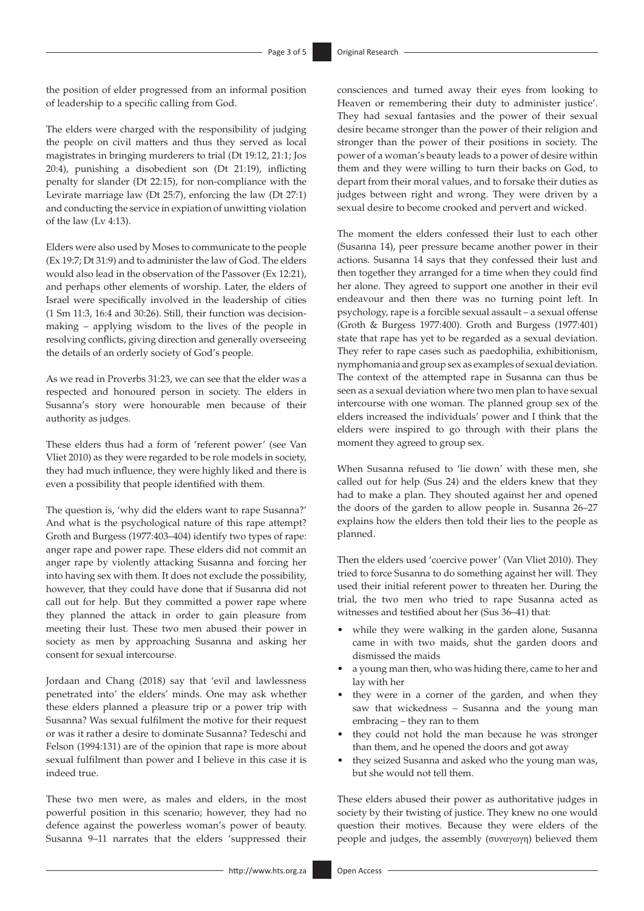the position of elder progressed from an informal position of leadership to a specific calling from God.

The elders were charged with the responsibility of judging the people on civil matters and thus they served as local magistrates in bringing murderers to trial (Dt 19:12, 21:1; Jos 20:4), punishing a disobedient son (Dt 21:19), inflicting penalty for slander (Dt 22:15), for non-compliance with the Levirate marriage law (Dt 25:7), enforcing the law (Dt 27:1) and conducting the service in expiation of unwitting violation of the law (Lv 4:13).

Elders were also used by Moses to communicate to the people (Ex 19:7; Dt 31:9) and to administer the law of God. The elders would also lead in the observation of the Passover (Ex 12:21), and perhaps other elements of worship. Later, the elders of Israel were specifically involved in the leadership of cities (1 Sm 11:3, 16:4 and 30:26). Still, their function was decision-making – applying wisdom to the lives of the people in resolving conflicts, giving direction and generally overseeing the details of an orderly society of God's people.

As we read in Proverbs 31:23, we can see that the elder was a respected and honoured person in society. The elders in Susanna's story were honourable men because of their authority as judges.

These elders thus had a form of 'referent power' (see Van Vliet 2010) as they were regarded to be role models in society, they had much influence, they were highly liked and there is even a possibility that people identified with them.

The question is, 'why did the elders want to rape Susanna?' And what is the psychological nature of this rape attempt? Groth and Burgess (1977:403–404) identify two types of rape: anger rape and power rape. These elders did not commit an anger rape by violently attacking Susanna and forcing her into having sex with them. It does not exclude the possibility, however, that they could have done that if Susanna did not call out for help. But they committed a power rape where they planned the attack in order to gain pleasure from meeting their lust. These two men abused their power in society as men by approaching Susanna and asking her consent for sexual intercourse.

Jordaan and Chang (2018) say that 'evil and lawlessness penetrated into' the elders' minds. One may ask whether these elders planned a pleasure trip or a power trip with Susanna? Was sexual fulfilment the motive for their request or was it rather a desire to dominate Susanna? Tedeschi and Felson (1994:131) are of the opinion that rape is more about sexual fulfilment than power and I believe in this case it is indeed true.

These two men were, as males and elders, in the most powerful position in this scenario; however, they had no defence against the powerless woman's power of beauty. Susanna 9–11 narrates that the elders 'suppressed their consciences and turned away their eyes from looking to Heaven or remembering their duty to administer justice'. They had sexual fantasies and the power of their sexual desire became stronger than the power of their religion and stronger than the power of their positions in society. The power of a woman's beauty leads to a power of desire within them and they were willing to turn their backs on God, to depart from their moral values, and to forsake their duties as judges between right and wrong. They were driven by a sexual desire to become crooked and pervert and wicked.

The moment the elders confessed their lust to each other (Susanna 14), peer pressure became another power in their actions. Susanna 14 says that they confessed their lust and then together they arranged for a time when they could find her alone. They agreed to support one another in their evil endeavour and then there was no turning point left. In psychology, rape is a forcible sexual assault – a sexual offense (Groth & Burgess 1977:400). Groth and Burgess (1977:401) state that rape has yet to be regarded as a sexual deviation. They refer to rape cases such as paedophilia, exhibitionism, nymphomania and group sex as examples of sexual deviation. The context of the attempted rape in Susanna can thus be seen as a sexual deviation where two men plan to have sexual intercourse with one woman. The planned group sex of the elders increased the individuals' power and I think that the elders were inspired to go through with their plans the moment they agreed to group sex.

When Susanna refused to 'lie down' with these men, she called out for help (Sus 24) and the elders knew that they had to make a plan. They shouted against her and opened the doors of the garden to allow people in. Susanna 26–27 explains how the elders then told their lies to the people as planned.

Then the elders used 'coercive power' (Van Vliet 2010). They tried to force Susanna to do something against her will. They used their initial referent power to threaten her. During the trial, the two men who tried to rape Susanna acted as witnesses and testified about her (Sus 36–41) that:

- while they were walking in the garden alone, Susanna came in with two maids, shut the garden doors and dismissed the maids
- a young man then, who was hiding there, came to her and lay with her
- they were in a corner of the garden, and when they saw that wickedness – Susanna and the young man embracing – they ran to them
- they could not hold the man because he was stronger than them, and he opened the doors and got away
- they seized Susanna and asked who the young man was, but she would not tell them.

These elders abused their power as authoritative judges in society by their twisting of justice. They knew no one would question their motives. Because they were elders of the people and judges, the assembly (συναγωγη) believed them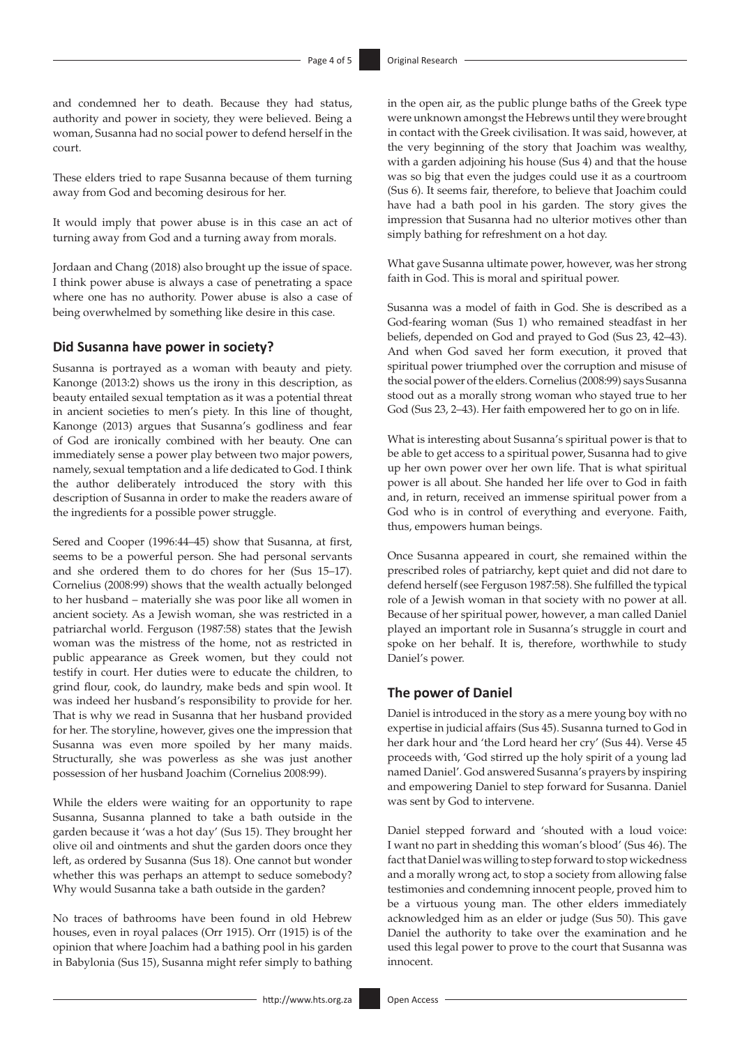and condemned her to death. Because they had status, authority and power in society, they were believed. Being a woman, Susanna had no social power to defend herself in the court.

These elders tried to rape Susanna because of them turning away from God and becoming desirous for her.

It would imply that power abuse is in this case an act of turning away from God and a turning away from morals.

Jordaan and Chang (2018) also brought up the issue of space. I think power abuse is always a case of penetrating a space where one has no authority. Power abuse is also a case of being overwhelmed by something like desire in this case.

## Did Susanna have power in society?

Susanna is portrayed as a woman with beauty and piety. Kanonge (2013:2) shows us the irony in this description, as beauty entailed sexual temptation as it was a potential threat in ancient societies to men's piety. In this line of thought, Kanonge (2013) argues that Susanna's godliness and fear of God are ironically combined with her beauty. One can immediately sense a power play between two major powers, namely, sexual temptation and a life dedicated to God. I think the author deliberately introduced the story with this description of Susanna in order to make the readers aware of the ingredients for a possible power struggle.

Sered and Cooper (1996:44–45) show that Susanna, at first, seems to be a powerful person. She had personal servants and she ordered them to do chores for her (Sus 15–17). Cornelius (2008:99) shows that the wealth actually belonged to her husband – materially she was poor like all women in ancient society. As a Jewish woman, she was restricted in a patriarchal world. Ferguson (1987:58) states that the Jewish woman was the mistress of the home, not as restricted in public appearance as Greek women, but they could not testify in court. Her duties were to educate the children, to grind flour, cook, do laundry, make beds and spin wool. It was indeed her husband's responsibility to provide for her. That is why we read in Susanna that her husband provided for her. The storyline, however, gives one the impression that Susanna was even more spoiled by her many maids. Structurally, she was powerless as she was just another possession of her husband Joachim (Cornelius 2008:99).

While the elders were waiting for an opportunity to rape Susanna, Susanna planned to take a bath outside in the garden because it 'was a hot day' (Sus 15). They brought her olive oil and ointments and shut the garden doors once they left, as ordered by Susanna (Sus 18). One cannot but wonder whether this was perhaps an attempt to seduce somebody? Why would Susanna take a bath outside in the garden?

No traces of bathrooms have been found in old Hebrew houses, even in royal palaces (Orr 1915). Orr (1915) is of the opinion that where Joachim had a bathing pool in his garden in Babylonia (Sus 15), Susanna might refer simply to bathing in the open air, as the public plunge baths of the Greek type were unknown amongst the Hebrews until they were brought in contact with the Greek civilisation. It was said, however, at the very beginning of the story that Joachim was wealthy, with a garden adjoining his house (Sus 4) and that the house was so big that even the judges could use it as a courtroom (Sus 6). It seems fair, therefore, to believe that Joachim could have had a bath pool in his garden. The story gives the impression that Susanna had no ulterior motives other than simply bathing for refreshment on a hot day.

What gave Susanna ultimate power, however, was her strong faith in God. This is moral and spiritual power.

Susanna was a model of faith in God. She is described as a God-fearing woman (Sus 1) who remained steadfast in her beliefs, depended on God and prayed to God (Sus 23, 42–43). And when God saved her form execution, it proved that spiritual power triumphed over the corruption and misuse of the social power of the elders. Cornelius (2008:99) says Susanna stood out as a morally strong woman who stayed true to her God (Sus 23, 2–43). Her faith empowered her to go on in life.

What is interesting about Susanna's spiritual power is that to be able to get access to a spiritual power, Susanna had to give up her own power over her own life. That is what spiritual power is all about. She handed her life over to God in faith and, in return, received an immense spiritual power from a God who is in control of everything and everyone. Faith, thus, empowers human beings.

Once Susanna appeared in court, she remained within the prescribed roles of patriarchy, kept quiet and did not dare to defend herself (see Ferguson 1987:58). She fulfilled the typical role of a Jewish woman in that society with no power at all. Because of her spiritual power, however, a man called Daniel played an important role in Susanna's struggle in court and spoke on her behalf. It is, therefore, worthwhile to study Daniel's power.

## The power of Daniel

Daniel is introduced in the story as a mere young boy with no expertise in judicial affairs (Sus 45). Susanna turned to God in her dark hour and 'the Lord heard her cry' (Sus 44). Verse 45 proceeds with, 'God stirred up the holy spirit of a young lad named Daniel'. God answered Susanna's prayers by inspiring and empowering Daniel to step forward for Susanna. Daniel was sent by God to intervene.

Daniel stepped forward and 'shouted with a loud voice: I want no part in shedding this woman's blood' (Sus 46). The fact that Daniel was willing to step forward to stop wickedness and a morally wrong act, to stop a society from allowing false testimonies and condemning innocent people, proved him to be a virtuous young man. The other elders immediately acknowledged him as an elder or judge (Sus 50). This gave Daniel the authority to take over the examination and he used this legal power to prove to the court that Susanna was innocent.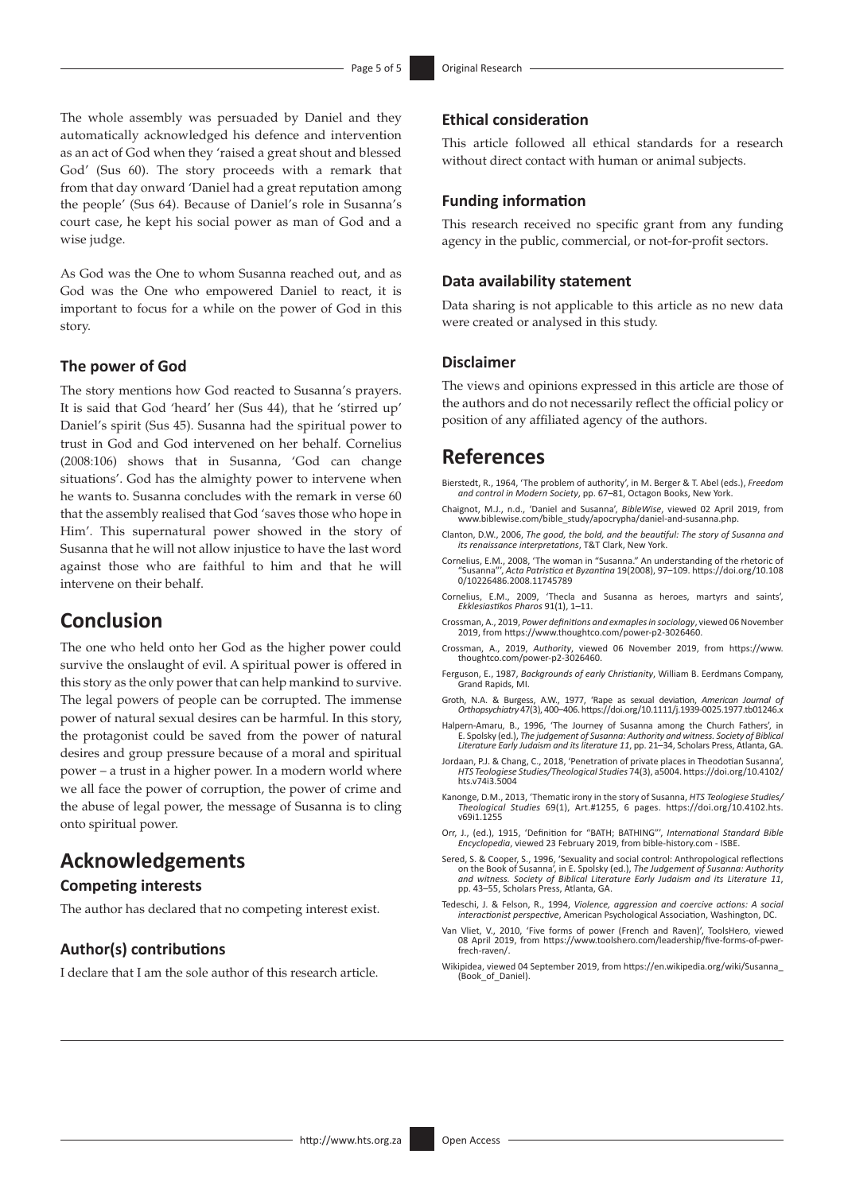The whole assembly was persuaded by Daniel and they automatically acknowledged his defence and intervention as an act of God when they 'raised a great shout and blessed God' (Sus 60). The story proceeds with a remark that from that day onward 'Daniel had a great reputation among the people' (Sus 64). Because of Daniel's role in Susanna's court case, he kept his social power as man of God and a wise judge.

As God was the One to whom Susanna reached out, and as God was the One who empowered Daniel to react, it is important to focus for a while on the power of God in this story.

### The power of God

The story mentions how God reacted to Susanna's prayers. It is said that God 'heard' her (Sus 44), that he 'stirred up' Daniel's spirit (Sus 45). Susanna had the spiritual power to trust in God and God intervened on her behalf. Cornelius (2008:106) shows that in Susanna, 'God can change situations'. God has the almighty power to intervene when he wants to. Susanna concludes with the remark in verse 60 that the assembly realised that God 'saves those who hope in Him'. This supernatural power showed in the story of Susanna that he will not allow injustice to have the last word against those who are faithful to him and that he will intervene on their behalf.

## Conclusion

The one who held onto her God as the higher power could survive the onslaught of evil. A spiritual power is offered in this story as the only power that can help mankind to survive. The legal powers of people can be corrupted. The immense power of natural sexual desires can be harmful. In this story, the protagonist could be saved from the power of natural desires and group pressure because of a moral and spiritual power – a trust in a higher power. In a modern world where we all face the power of corruption, the power of crime and the abuse of legal power, the message of Susanna is to cling onto spiritual power.

## Acknowledgements

### Competing interests

The author has declared that no competing interest exist.

### Author(s) contributions

I declare that I am the sole author of this research article.

### Ethical consideration

This article followed all ethical standards for a research without direct contact with human or animal subjects.

### Funding information

This research received no specific grant from any funding agency in the public, commercial, or not-for-profit sectors.

### Data availability statement

Data sharing is not applicable to this article as no new data were created or analysed in this study.

### Disclaimer

The views and opinions expressed in this article are those of the authors and do not necessarily reflect the official policy or position of any affiliated agency of the authors.

## References

Bierstedt, R., 1964, 'The problem of authority', in M. Berger & T. Abel (eds.), *Freedom and control in Modern Society*, pp. 67–81, Octagon Books, New York.

Chaignot, M.J., n.d., 'Daniel and Susanna', *BibleWise*, viewed 02 April 2019, from www.biblewise.com/bible_study/apocrypha/daniel-and-susanna.php.

Clanton, D.W., 2006, *The good, the bold, and the beautiful: The story of Susanna and its renaissance interpretations*, T&T Clark, New York.

Cornelius, E.M., 2008, 'The woman in "Susanna." An understanding of the rhetoric of "Susanna"', *Acta Patristica et Byzantina* 19(2008), 97–109. https://doi.org/10.1080/10226486.2008.11745789

Cornelius, E.M., 2009, 'Thecla and Susanna as heroes, martyrs and saints', *Ekklesiastikos Pharos* 91(1), 1–11.

Crossman, A., 2019, *Power definitions and exmaples in sociology*, viewed 06 November 2019, from https://www.thoughtco.com/power-p2-3026460.

Crossman, A., 2019, *Authority*, viewed 06 November 2019, from https://www.thoughtco.com/power-p2-3026460.

Ferguson, E., 1987, *Backgrounds of early Christianity*, William B. Eerdmans Company, Grand Rapids, MI.

Groth, N.A. & Burgess, A.W., 1977, 'Rape as sexual deviation, *American Journal of Orthopsychiatry* 47(3), 400–406. https://doi.org/10.1111/j.1939-0025.1977.tb01246.x

Halpern-Amaru, B., 1996, 'The Journey of Susanna among the Church Fathers', in E. Spolsky (ed.), *The judgement of Susanna: Authority and witness. Society of Biblical Literature Early Judaism and its literature 11*, pp. 21–34, Scholars Press, Atlanta, GA.

Jordaan, P.J. & Chang, C., 2018, 'Penetration of private places in Theodotian Susanna', *HTS Teologiese Studies/Theological Studies* 74(3), a5004. https://doi.org/10.4102/hts.v74i3.5004

Kanonge, D.M., 2013, 'Thematic irony in the story of Susanna, *HTS Teologiese Studies/Theological Studies* 69(1), Art.#1255, 6 pages. https://doi.org/10.4102.hts.v69i1.1255

Orr, J., (ed.), 1915, 'Definition for "BATH; BATHING"', *International Standard Bible Encyclopedia*, viewed 23 February 2019, from bible-history.com - ISBE.

Sered, S. & Cooper, S., 1996, 'Sexuality and social control: Anthropological reflections on the Book of Susanna', in E. Spolsky (ed.), *The Judgement of Susanna: Authority and witness. Society of Biblical Literature Early Judaism and its Literature 11*, pp. 43–55, Scholars Press, Atlanta, GA.

Tedeschi, J. & Felson, R., 1994, *Violence, aggression and coercive actions: A social interactionist perspective*, American Psychological Association, Washington, DC.

Van Vliet, V., 2010, 'Five forms of power (French and Raven)', ToolsHero, viewed 08 April 2019, from https://www.toolshero.com/leadership/five-forms-of-pwer-frech-raven/.

Wikipidea, viewed 04 September 2019, from https://en.wikipedia.org/wiki/Susanna_(Book_of_Daniel).